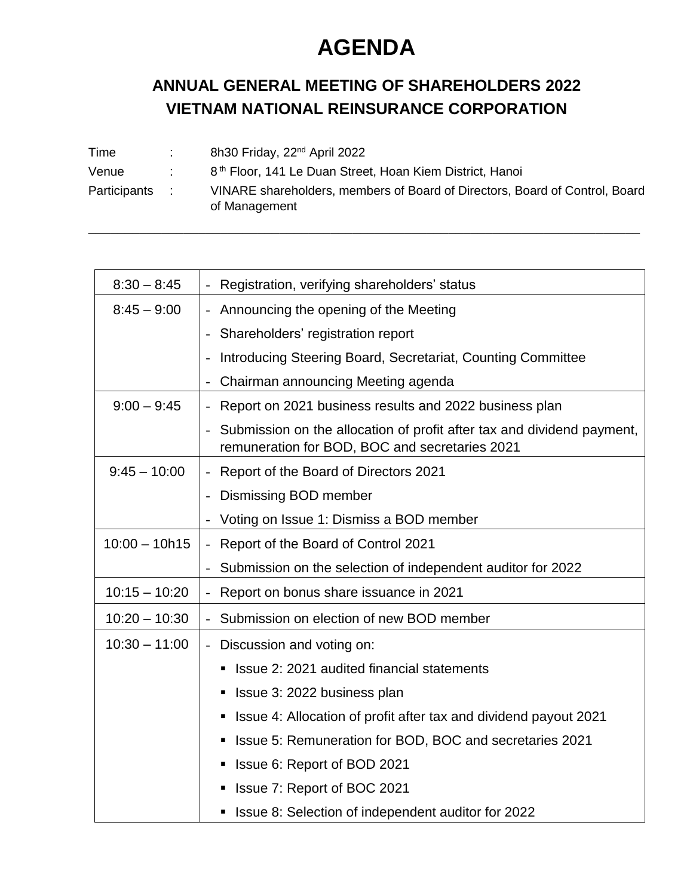# AGENDA

## ANNUAL GENERAL MEETING OF SHAREHOLDERS 2022
## VIETNAM NATIONAL REINSURANCE CORPORATION

Time : 8h30 Friday, 22nd April 2022

Venue : 8 th Floor, 141 Le Duan Street, Hoan Kiem District, Hanoi

Participants : VINARE shareholders, members of Board of Directors, Board of Control, Board of Management

---

| Time | Content |
|---|---|
| 8:30 – 8:45 | - Registration, verifying shareholders' status |
| 8:45 – 9:00 | - Announcing the opening of the Meeting<br>- Shareholders' registration report<br>- Introducing Steering Board, Secretariat, Counting Committee<br>- Chairman announcing Meeting agenda |
| 9:00 – 9:45 | - Report on 2021 business results and 2022 business plan<br>- Submission on the allocation of profit after tax and dividend payment, remuneration for BOD, BOC and secretaries 2021 |
| 9:45 – 10:00 | - Report of the Board of Directors 2021<br>- Dismissing BOD member<br>- Voting on Issue 1: Dismiss a BOD member |
| 10:00 – 10h15 | - Report of the Board of Control 2021<br>- Submission on the selection of independent auditor for 2022 |
| 10:15 – 10:20 | - Report on bonus share issuance in 2021 |
| 10:20 – 10:30 | - Submission on election of new BOD member |
| 10:30 – 11:00 | - Discussion and voting on:<br>▪ Issue 2: 2021 audited financial statements<br>▪ Issue 3: 2022 business plan<br>▪ Issue 4: Allocation of profit after tax and dividend payout 2021<br>▪ Issue 5: Remuneration for BOD, BOC and secretaries 2021<br>▪ Issue 6: Report of BOD 2021<br>▪ Issue 7: Report of BOC 2021<br>▪ Issue 8: Selection of independent auditor for 2022 |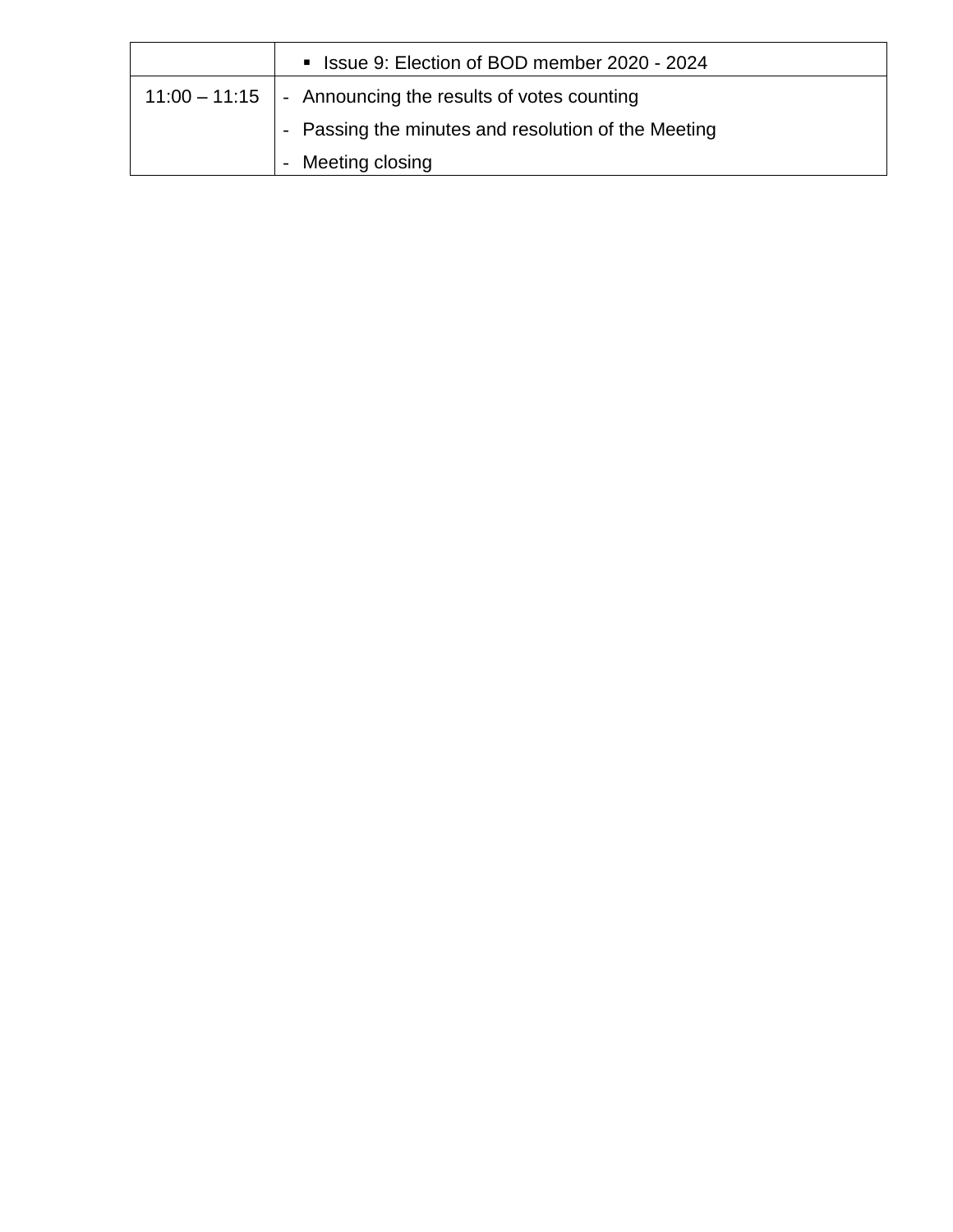| | |
|---|---|
| | ▪ Issue 9: Election of BOD member 2020 - 2024 |
| 11:00 – 11:15 | - Announcing the results of votes counting<br>- Passing the minutes and resolution of the Meeting<br>- Meeting closing |